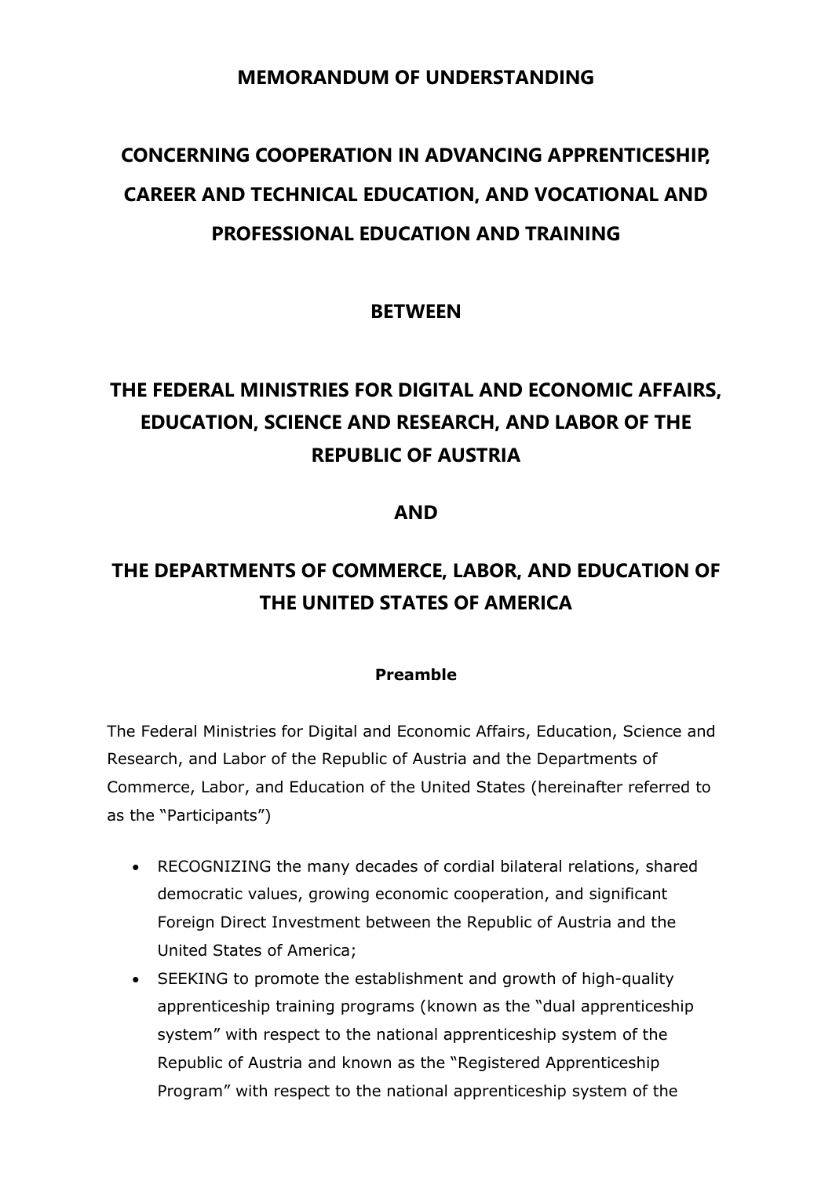# MEMORANDUM OF UNDERSTANDING

## CONCERNING COOPERATION IN ADVANCING APPRENTICESHIP, CAREER AND TECHNICAL EDUCATION, AND VOCATIONAL AND PROFESSIONAL EDUCATION AND TRAINING

## BETWEEN

## THE FEDERAL MINISTRIES FOR DIGITAL AND ECONOMIC AFFAIRS, EDUCATION, SCIENCE AND RESEARCH, AND LABOR OF THE REPUBLIC OF AUSTRIA

## AND

## THE DEPARTMENTS OF COMMERCE, LABOR, AND EDUCATION OF THE UNITED STATES OF AMERICA

### Preamble

The Federal Ministries for Digital and Economic Affairs, Education, Science and Research, and Labor of the Republic of Austria and the Departments of Commerce, Labor, and Education of the United States (hereinafter referred to as the "Participants")

- RECOGNIZING the many decades of cordial bilateral relations, shared democratic values, growing economic cooperation, and significant Foreign Direct Investment between the Republic of Austria and the United States of America;
- SEEKING to promote the establishment and growth of high-quality apprenticeship training programs (known as the "dual apprenticeship system" with respect to the national apprenticeship system of the Republic of Austria and known as the "Registered Apprenticeship Program" with respect to the national apprenticeship system of the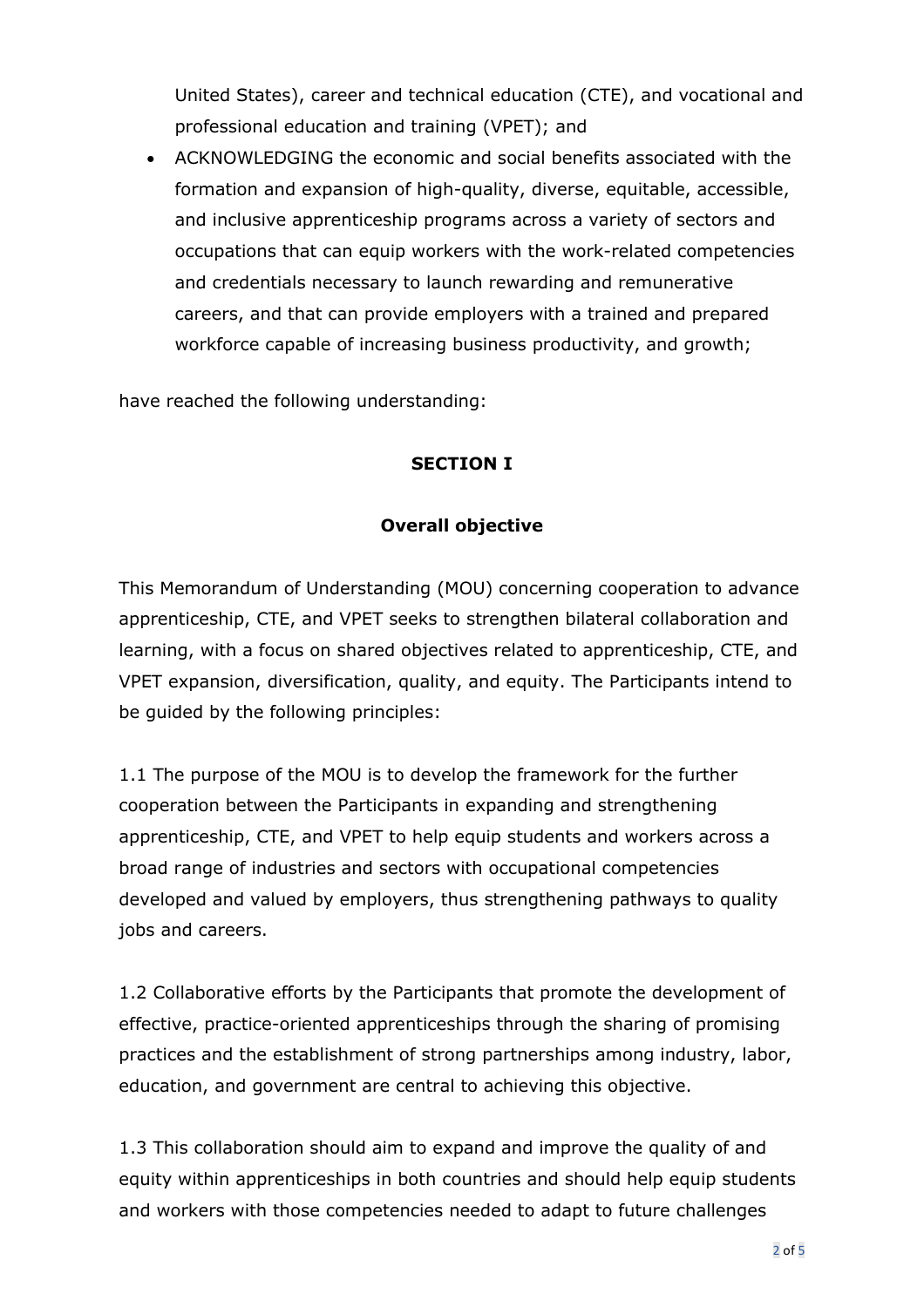United States), career and technical education (CTE), and vocational and professional education and training (VPET); and

- ACKNOWLEDGING the economic and social benefits associated with the formation and expansion of high-quality, diverse, equitable, accessible, and inclusive apprenticeship programs across a variety of sectors and occupations that can equip workers with the work-related competencies and credentials necessary to launch rewarding and remunerative careers, and that can provide employers with a trained and prepared workforce capable of increasing business productivity, and growth;

have reached the following understanding:

## SECTION I

### Overall objective

This Memorandum of Understanding (MOU) concerning cooperation to advance apprenticeship, CTE, and VPET seeks to strengthen bilateral collaboration and learning, with a focus on shared objectives related to apprenticeship, CTE, and VPET expansion, diversification, quality, and equity. The Participants intend to be guided by the following principles:

1.1 The purpose of the MOU is to develop the framework for the further cooperation between the Participants in expanding and strengthening apprenticeship, CTE, and VPET to help equip students and workers across a broad range of industries and sectors with occupational competencies developed and valued by employers, thus strengthening pathways to quality jobs and careers.

1.2 Collaborative efforts by the Participants that promote the development of effective, practice-oriented apprenticeships through the sharing of promising practices and the establishment of strong partnerships among industry, labor, education, and government are central to achieving this objective.

1.3 This collaboration should aim to expand and improve the quality of and equity within apprenticeships in both countries and should help equip students and workers with those competencies needed to adapt to future challenges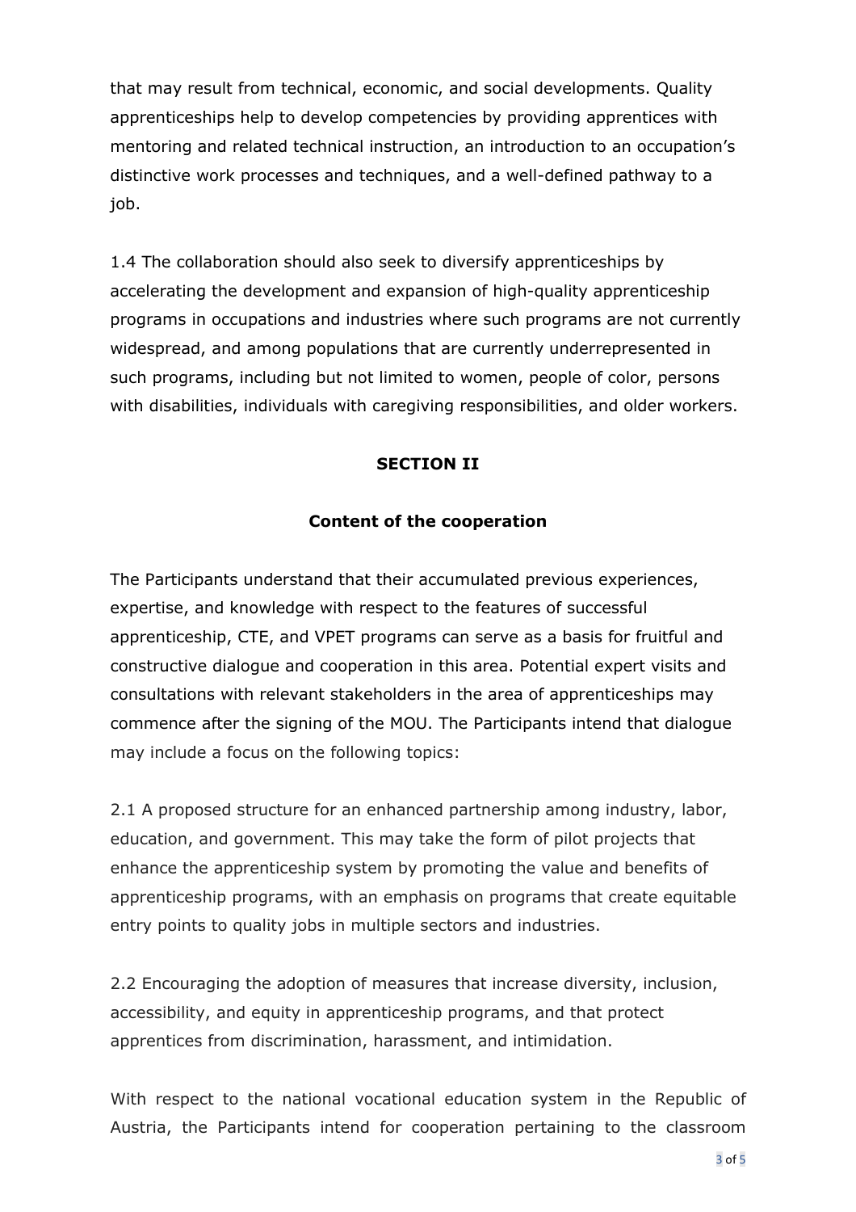that may result from technical, economic, and social developments. Quality apprenticeships help to develop competencies by providing apprentices with mentoring and related technical instruction, an introduction to an occupation's distinctive work processes and techniques, and a well-defined pathway to a job.

1.4 The collaboration should also seek to diversify apprenticeships by accelerating the development and expansion of high-quality apprenticeship programs in occupations and industries where such programs are not currently widespread, and among populations that are currently underrepresented in such programs, including but not limited to women, people of color, persons with disabilities, individuals with caregiving responsibilities, and older workers.

## SECTION II

### Content of the cooperation

The Participants understand that their accumulated previous experiences, expertise, and knowledge with respect to the features of successful apprenticeship, CTE, and VPET programs can serve as a basis for fruitful and constructive dialogue and cooperation in this area. Potential expert visits and consultations with relevant stakeholders in the area of apprenticeships may commence after the signing of the MOU. The Participants intend that dialogue may include a focus on the following topics:

2.1 A proposed structure for an enhanced partnership among industry, labor, education, and government. This may take the form of pilot projects that enhance the apprenticeship system by promoting the value and benefits of apprenticeship programs, with an emphasis on programs that create equitable entry points to quality jobs in multiple sectors and industries.

2.2 Encouraging the adoption of measures that increase diversity, inclusion, accessibility, and equity in apprenticeship programs, and that protect apprentices from discrimination, harassment, and intimidation.

With respect to the national vocational education system in the Republic of Austria, the Participants intend for cooperation pertaining to the classroom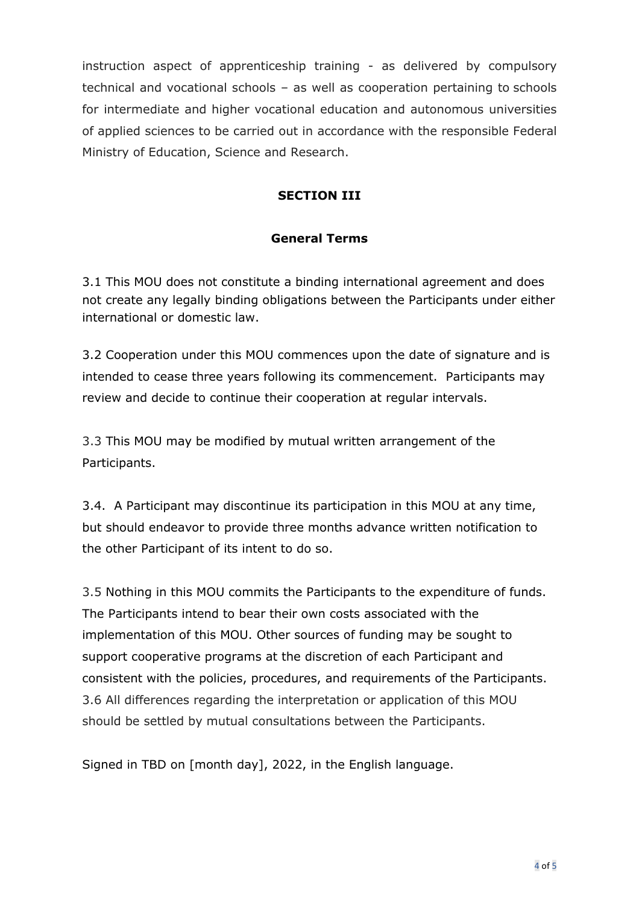instruction aspect of apprenticeship training - as delivered by compulsory technical and vocational schools – as well as cooperation pertaining to schools for intermediate and higher vocational education and autonomous universities of applied sciences to be carried out in accordance with the responsible Federal Ministry of Education, Science and Research.

## SECTION III

## General Terms

3.1 This MOU does not constitute a binding international agreement and does not create any legally binding obligations between the Participants under either international or domestic law.

3.2 Cooperation under this MOU commences upon the date of signature and is intended to cease three years following its commencement. Participants may review and decide to continue their cooperation at regular intervals.

3.3 This MOU may be modified by mutual written arrangement of the Participants.

3.4. A Participant may discontinue its participation in this MOU at any time, but should endeavor to provide three months advance written notification to the other Participant of its intent to do so.

3.5 Nothing in this MOU commits the Participants to the expenditure of funds. The Participants intend to bear their own costs associated with the implementation of this MOU. Other sources of funding may be sought to support cooperative programs at the discretion of each Participant and consistent with the policies, procedures, and requirements of the Participants.
3.6 All differences regarding the interpretation or application of this MOU should be settled by mutual consultations between the Participants.

Signed in TBD on [month day], 2022, in the English language.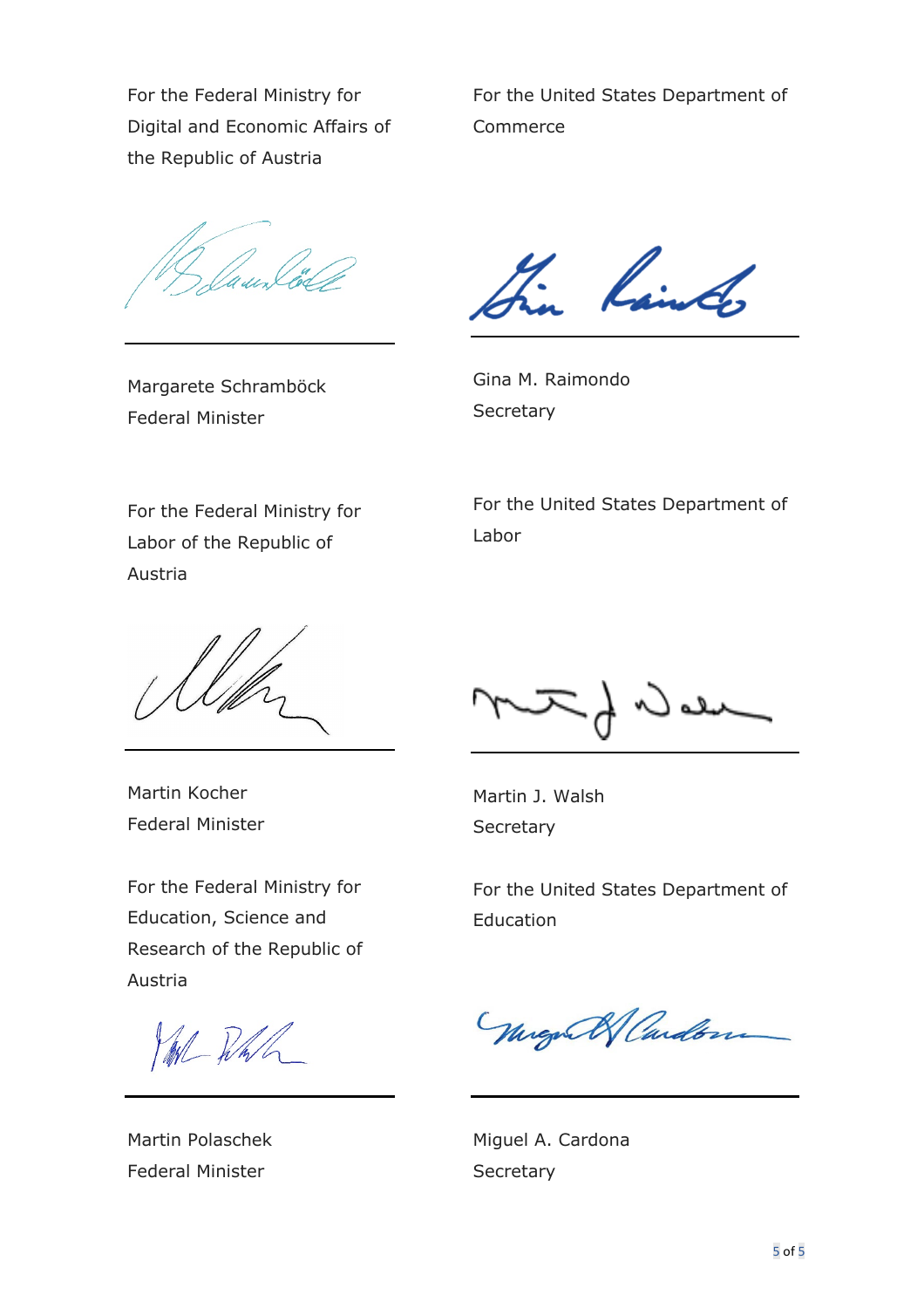For the Federal Ministry for Digital and Economic Affairs of the Republic of Austria

Margarete Schramböck
Federal Minister

For the United States Department of Commerce

Gina M. Raimondo
Secretary

For the Federal Ministry for Labor of the Republic of Austria

Martin Kocher
Federal Minister

For the United States Department of Labor

Martin J. Walsh
Secretary

For the Federal Ministry for Education, Science and Research of the Republic of Austria

Martin Polaschek
Federal Minister

For the United States Department of Education

Miguel A. Cardona
Secretary